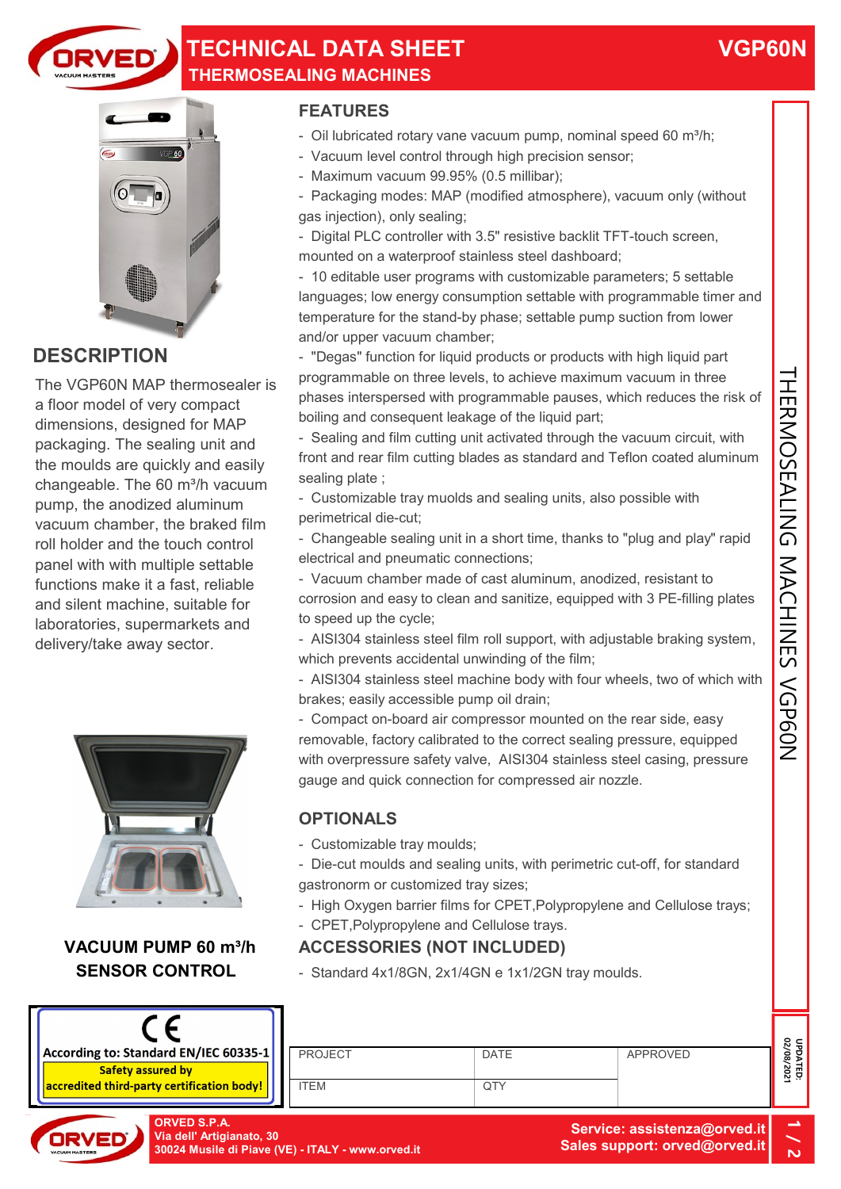# TECHNICAL DATA SHEET

## THERMOSEALING MACHINES

# VGP60N

## DESCRIPTION

The VGP60N MAP thermosealer is a floor model of very compact dimensions, designed for MAP packaging. The sealing unit and the moulds are quickly and easily changeable. The 60 m³/h vacuum pump, the anodized aluminum vacuum chamber, the braked film roll holder and the touch control panel with with multiple settable functions make it a fast, reliable and silent machine, suitable for laboratories, supermarkets and delivery/take away sector.

**VACUUM PUMP 60 m³/h**
**SENSOR CONTROL**

## FEATURES

- Oil lubricated rotary vane vacuum pump, nominal speed 60 m³/h;
- Vacuum level control through high precision sensor;
- Maximum vacuum 99.95% (0.5 millibar);
- Packaging modes: MAP (modified atmosphere), vacuum only (without gas injection), only sealing;
- Digital PLC controller with 3.5" resistive backlit TFT-touch screen, mounted on a waterproof stainless steel dashboard;
- 10 editable user programs with customizable parameters; 5 settable languages; low energy consumption settable with programmable timer and temperature for the stand-by phase; settable pump suction from lower and/or upper vacuum chamber;
- "Degas" function for liquid products or products with high liquid part programmable on three levels, to achieve maximum vacuum in three phases interspersed with programmable pauses, which reduces the risk of boiling and consequent leakage of the liquid part;
- Sealing and film cutting unit activated through the vacuum circuit, with front and rear film cutting blades as standard and Teflon coated aluminum sealing plate ;
- Customizable tray muolds and sealing units, also possible with perimetrical die-cut;
- Changeable sealing unit in a short time, thanks to "plug and play" rapid electrical and pneumatic connections;
- Vacuum chamber made of cast aluminum, anodized, resistant to corrosion and easy to clean and sanitize, equipped with 3 PE-filling plates to speed up the cycle;
- AISI304 stainless steel film roll support, with adjustable braking system, which prevents accidental unwinding of the film;
- AISI304 stainless steel machine body with four wheels, two of which with brakes; easily accessible pump oil drain;
- Compact on-board air compressor mounted on the rear side, easy removable, factory calibrated to the correct sealing pressure, equipped with overpressure safety valve, AISI304 stainless steel casing, pressure gauge and quick connection for compressed air nozzle.

## OPTIONALS

- Customizable tray moulds;
- Die-cut moulds and sealing units, with perimetric cut-off, for standard gastronorm or customized tray sizes;
- High Oxygen barrier films for CPET,Polypropylene and Cellulose trays;
- CPET,Polypropylene and Cellulose trays.

## ACCESSORIES (NOT INCLUDED)

- Standard 4x1/8GN, 2x1/4GN e 1x1/2GN tray moulds.

CE
According to: Standard EN/IEC 60335-1
**Safety assured by accredited third-party certification body!**

| PROJECT | DATE | APPROVED |
|---|---|---|
| ITEM | QTY | |

UPDATED: 02/08/2021

ORVED S.P.A.
Via dell' Artigianato, 30
30024 Musile di Piave (VE) - ITALY - www.orved.it

Service: assistenza@orved.it
Sales support: orved@orved.it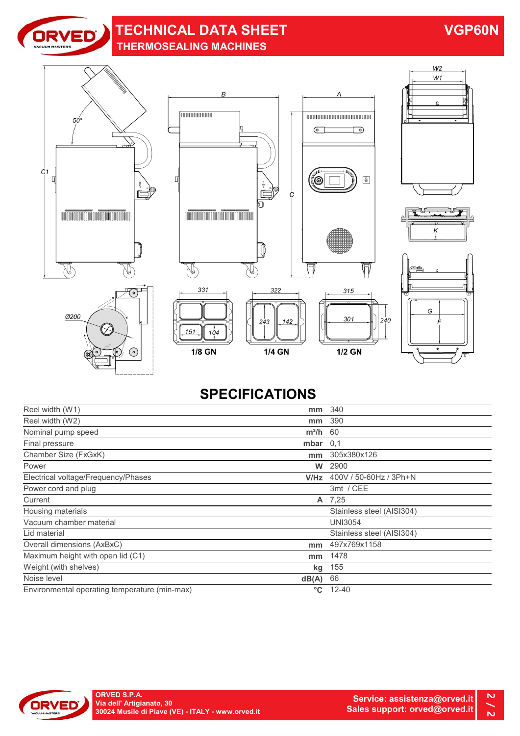# TECHNICAL DATA SHEET

## THERMOSEALING MACHINES

VGP60N

B

A

W2

W1

50°

C1

C

K

Ø200

331

151

104

1/8 GN

322

243

142

1/4 GN

315

301

240

1/2 GN

G

F

## SPECIFICATIONS

| | | |
|---|---|---|
| Reel width (W1) | mm | 340 |
| Reel width (W2) | mm | 390 |
| Nominal pump speed | m³/h | 60 |
| Final pressure | mbar | 0,1 |
| Chamber Size (FxGxK) | mm | 305x380x126 |
| Power | W | 2900 |
| Electrical voltage/Frequency/Phases | V/Hz | 400V / 50-60Hz / 3Ph+N |
| Power cord and plug | | 3mt / CEE |
| Current | A | 7,25 |
| Housing materials | | Stainless steel (AISI304) |
| Vacuum chamber material | | UNI3054 |
| Lid material | | Stainless steel (AISI304) |
| Overall dimensions (AxBxC) | mm | 497x769x1158 |
| Maximum height with open lid (C1) | mm | 1478 |
| Weight (with shelves) | kg | 155 |
| Noise level | dB(A) | 66 |
| Environmental operating temperature (min-max) | °C | 12-40 |

ORVED S.P.A.
Via dell' Artigianato, 30
30024 Musile di Piave (VE) - ITALY - www.orved.it

Service: assistenza@orved.it
Sales support: orved@orved.it